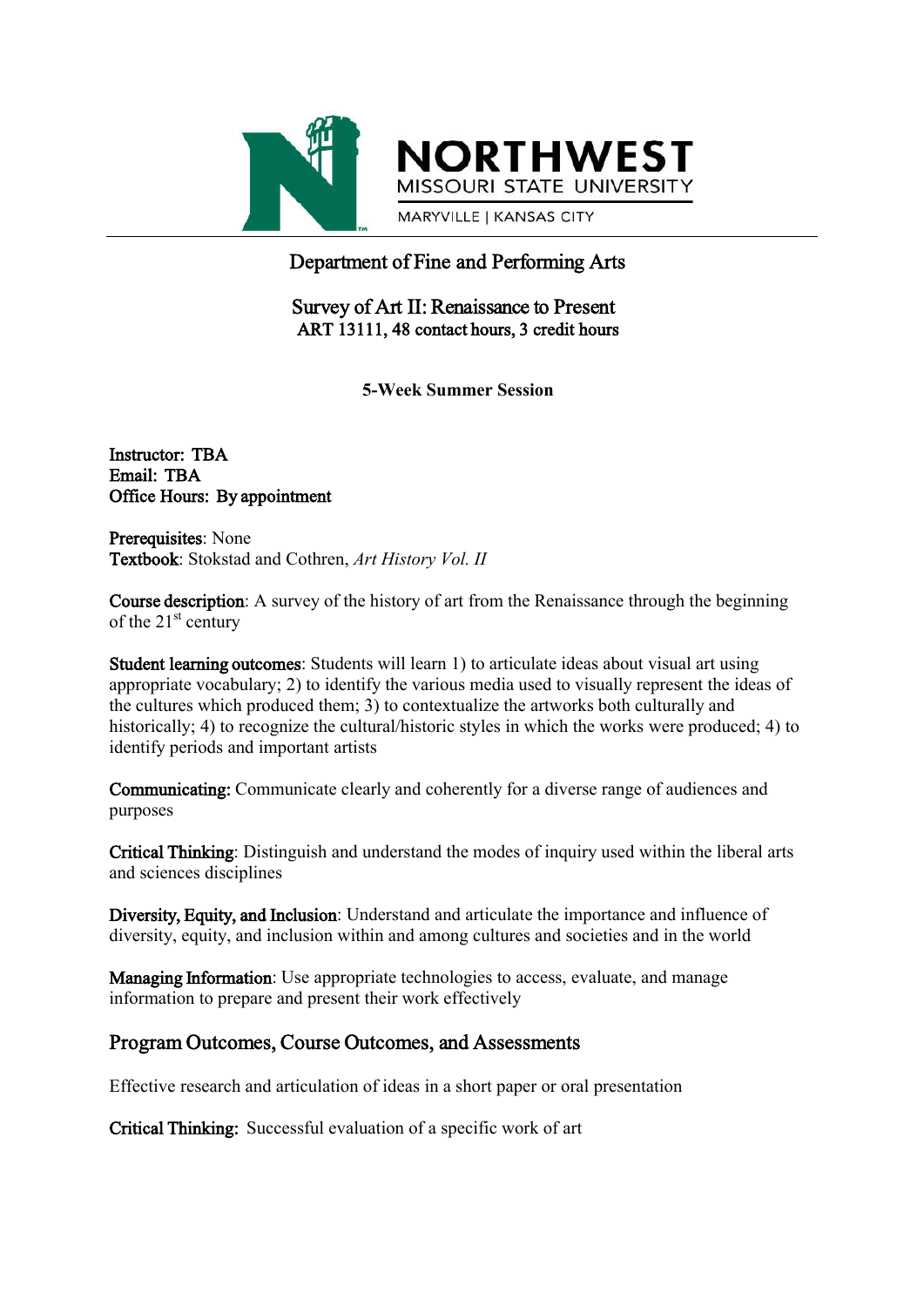NORTHWEST
MISSOURI STATE UNIVERSITY
MARYVILLE | KANSAS CITY

# Department of Fine and Performing Arts

## Survey of Art II: Renaissance to Present
**ART 13111, 48 contact hours, 3 credit hours**

**5-Week Summer Session**

**Instructor: TBA**
**Email: TBA**
**Office Hours: By appointment**

**Prerequisites**: None
**Textbook**: Stokstad and Cothren, *Art History Vol. II*

**Course description**: A survey of the history of art from the Renaissance through the beginning of the 21st century

**Student learning outcomes**: Students will learn 1) to articulate ideas about visual art using appropriate vocabulary; 2) to identify the various media used to visually represent the ideas of the cultures which produced them; 3) to contextualize the artworks both culturally and historically; 4) to recognize the cultural/historic styles in which the works were produced; 4) to identify periods and important artists

**Communicating:** Communicate clearly and coherently for a diverse range of audiences and purposes

**Critical Thinking**: Distinguish and understand the modes of inquiry used within the liberal arts and sciences disciplines

**Diversity, Equity, and Inclusion**: Understand and articulate the importance and influence of diversity, equity, and inclusion within and among cultures and societies and in the world

**Managing Information**: Use appropriate technologies to access, evaluate, and manage information to prepare and present their work effectively

## Program Outcomes, Course Outcomes, and Assessments

Effective research and articulation of ideas in a short paper or oral presentation

**Critical Thinking:** Successful evaluation of a specific work of art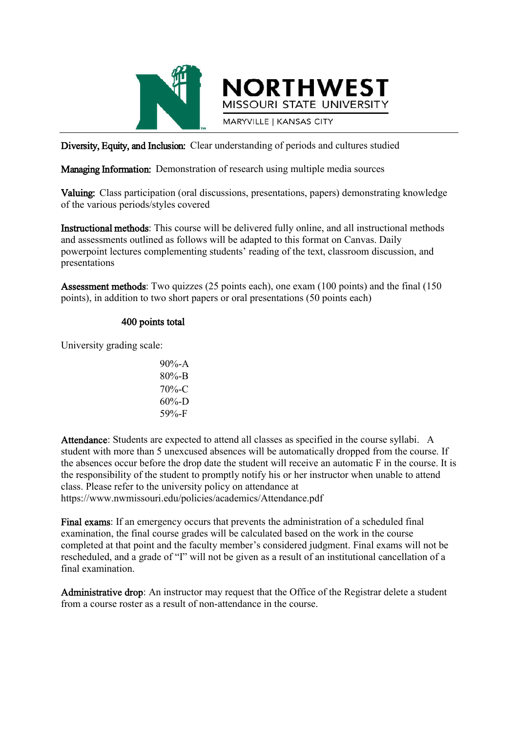**Diversity, Equity, and Inclusion:** Clear understanding of periods and cultures studied

**Managing Information:** Demonstration of research using multiple media sources

**Valuing:** Class participation (oral discussions, presentations, papers) demonstrating knowledge of the various periods/styles covered

**Instructional methods**: This course will be delivered fully online, and all instructional methods and assessments outlined as follows will be adapted to this format on Canvas. Daily powerpoint lectures complementing students' reading of the text, classroom discussion, and presentations

**Assessment methods**: Two quizzes (25 points each), one exam (100 points) and the final (150 points), in addition to two short papers or oral presentations (50 points each)

400 points total

University grading scale:

90%-A
80%-B
70%-C
60%-D
59%-F

**Attendance**: Students are expected to attend all classes as specified in the course syllabi. A student with more than 5 unexcused absences will be automatically dropped from the course. If the absences occur before the drop date the student will receive an automatic F in the course. It is the responsibility of the student to promptly notify his or her instructor when unable to attend class. Please refer to the university policy on attendance at https://www.nwmissouri.edu/policies/academics/Attendance.pdf

**Final exams**: If an emergency occurs that prevents the administration of a scheduled final examination, the final course grades will be calculated based on the work in the course completed at that point and the faculty member's considered judgment. Final exams will not be rescheduled, and a grade of "I" will not be given as a result of an institutional cancellation of a final examination.

**Administrative drop**: An instructor may request that the Office of the Registrar delete a student from a course roster as a result of non-attendance in the course.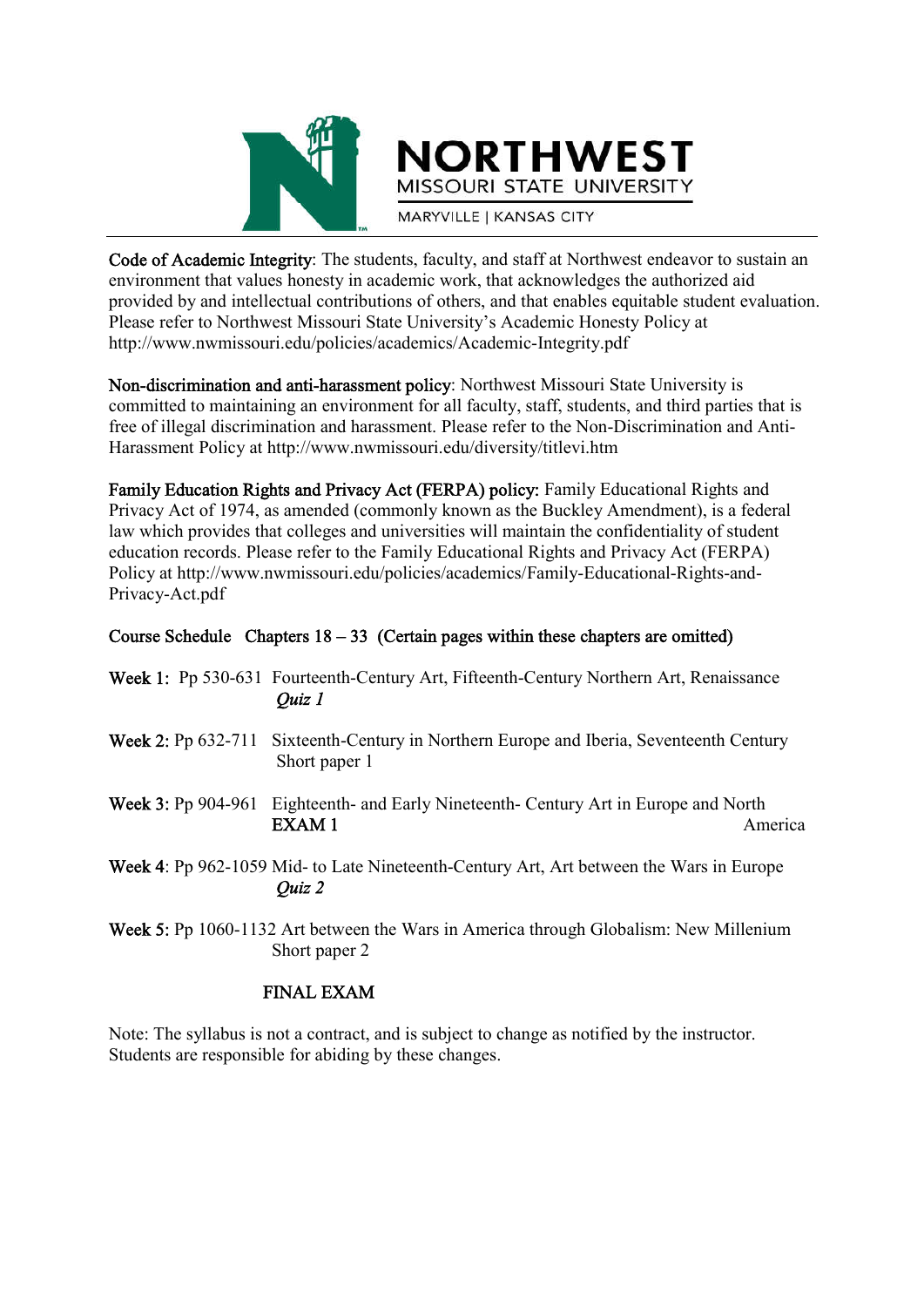NORTHWEST
MISSOURI STATE UNIVERSITY
MARYVILLE | KANSAS CITY

**Code of Academic Integrity**: The students, faculty, and staff at Northwest endeavor to sustain an environment that values honesty in academic work, that acknowledges the authorized aid provided by and intellectual contributions of others, and that enables equitable student evaluation. Please refer to Northwest Missouri State University's Academic Honesty Policy at http://www.nwmissouri.edu/policies/academics/Academic-Integrity.pdf

**Non-discrimination and anti-harassment policy**: Northwest Missouri State University is committed to maintaining an environment for all faculty, staff, students, and third parties that is free of illegal discrimination and harassment. Please refer to the Non-Discrimination and Anti-Harassment Policy at http://www.nwmissouri.edu/diversity/titlevi.htm

**Family Education Rights and Privacy Act (FERPA) policy:** Family Educational Rights and Privacy Act of 1974, as amended (commonly known as the Buckley Amendment), is a federal law which provides that colleges and universities will maintain the confidentiality of student education records. Please refer to the Family Educational Rights and Privacy Act (FERPA) Policy at http://www.nwmissouri.edu/policies/academics/Family-Educational-Rights-and-Privacy-Act.pdf

**Course Schedule Chapters 18 – 33 (Certain pages within these chapters are omitted)**

**Week 1:** Pp 530-631 Fourteenth-Century Art, Fifteenth-Century Northern Art, Renaissance
*Quiz 1*

**Week 2:** Pp 632-711 Sixteenth-Century in Northern Europe and Iberia, Seventeenth Century
Short paper 1

**Week 3:** Pp 904-961 Eighteenth- and Early Nineteenth- Century Art in Europe and North America
**EXAM 1**

**Week 4**: Pp 962-1059 Mid- to Late Nineteenth-Century Art, Art between the Wars in Europe
*Quiz 2*

**Week 5:** Pp 1060-1132 Art between the Wars in America through Globalism: New Millenium
Short paper 2

**FINAL EXAM**

Note: The syllabus is not a contract, and is subject to change as notified by the instructor. Students are responsible for abiding by these changes.